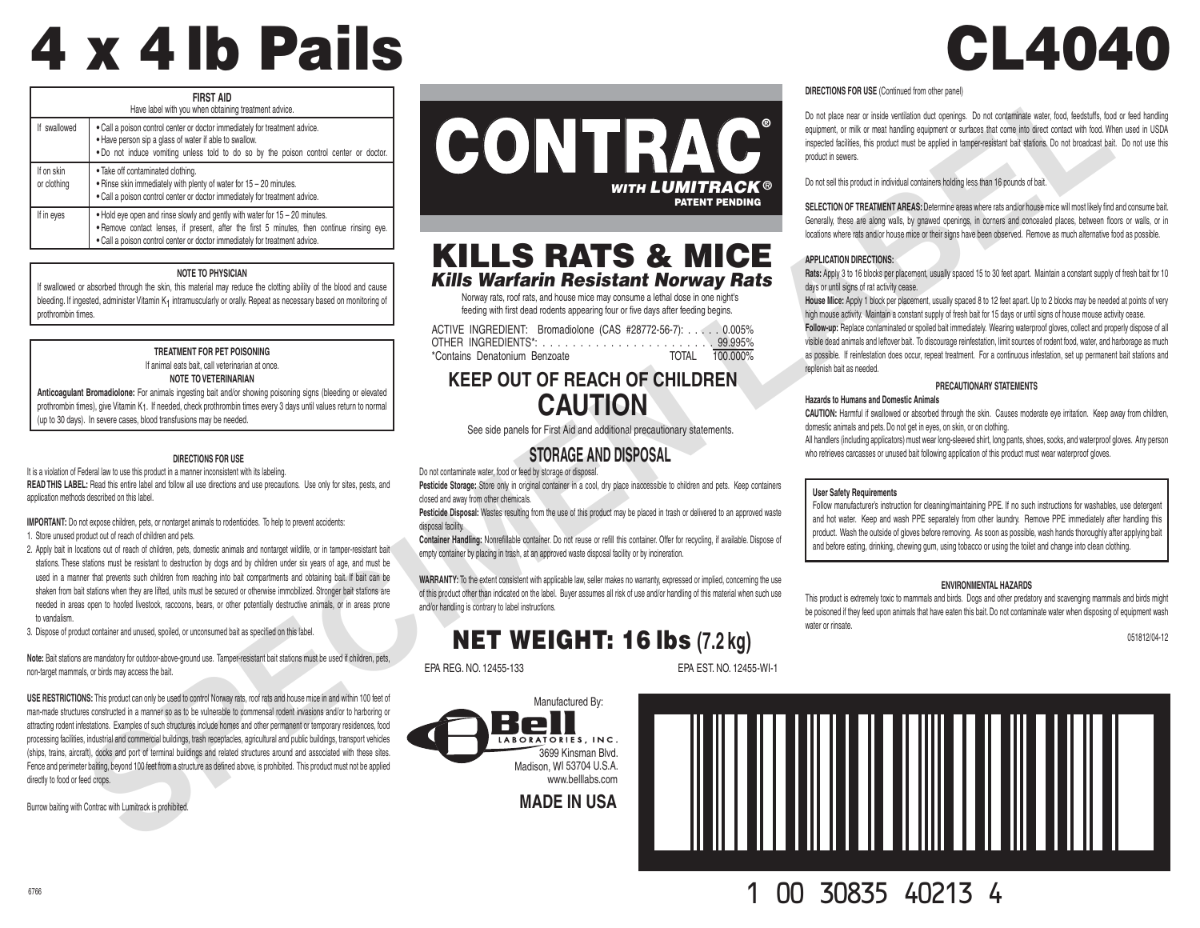# 4 x 4 lb Pails

# CL4040

| FIRST AID<br>Have label with you when obtaining treatment advice. | |
|---|---|
| If swallowed | • Call a poison control center or doctor immediately for treatment advice.<br>• Have person sip a glass of water if able to swallow.<br>• Do not induce vomiting unless told to do so by the poison control center or doctor. |
| If on skin or clothing | • Take off contaminated clothing.<br>• Rinse skin immediately with plenty of water for 15 – 20 minutes.<br>• Call a poison control center or doctor immediately for treatment advice. |
| If in eyes | • Hold eye open and rinse slowly and gently with water for 15 – 20 minutes.<br>• Remove contact lenses, if present, after the first 5 minutes, then continue rinsing eye.<br>• Call a poison control center or doctor immediately for treatment advice. |

**NOTE TO PHYSICIAN**

If swallowed or absorbed through the skin, this material may reduce the clotting ability of the blood and cause bleeding. If ingested, administer Vitamin $K_1$ intramuscularly or orally. Repeat as necessary based on monitoring of prothrombin times.

**TREATMENT FOR PET POISONING**

If animal eats bait, call veterinarian at once.

**NOTE TO VETERINARIAN**

**Anticoagulant Bromadiolone:** For animals ingesting bait and/or showing poisoning signs (bleeding or elevated prothrombin times), give Vitamin $K_1$. If needed, check prothrombin times every 3 days until values return to normal (up to 30 days). In severe cases, blood transfusions may be needed.

**DIRECTIONS FOR USE**

It is a violation of Federal law to use this product in a manner inconsistent with its labeling.

**READ THIS LABEL:** Read this entire label and follow all use directions and use precautions. Use only for sites, pests, and application methods described on this label.

**IMPORTANT:** Do not expose children, pets, or nontarget animals to rodenticides. To help to prevent accidents:

1. Store unused product out of reach of children and pets.
2. Apply bait in locations out of reach of children, pets, domestic animals and nontarget wildlife, or in tamper-resistant bait stations. These stations must be resistant to destruction by dogs and by children under six years of age, and must be used in a manner that prevents such children from reaching into bait compartments and obtaining bait. If bait can be shaken from bait stations when they are lifted, units must be secured or otherwise immobilized. Stronger bait stations are needed in areas open to hoofed livestock, raccoons, bears, or other potentially destructive animals, or in areas prone to vandalism.
3. Dispose of product container and unused, spoiled, or unconsumed bait as specified on this label.

**Note:** Bait stations are mandatory for outdoor-above-ground use. Tamper-resistant bait stations must be used if children, pets, non-target mammals, or birds may access the bait.

**USE RESTRICTIONS:** This product can only be used to control Norway rats, roof rats and house mice in and within 100 feet of man-made structures constructed in a manner so as to be vulnerable to commensal rodent invasions and/or to harboring or attracting rodent infestations. Examples of such structures include homes and other permanent or temporary residences, food processing facilities, industrial and commercial buildings, trash receptacles, agricultural and public buildings, transport vehicles (ships, trains, aircraft), docks and port of terminal buildings and related structures around and associated with these sites. Fence and perimeter baiting, beyond 100 feet from a structure as defined above, is prohibited. This product must not be applied directly to food or feed crops.

Burrow baiting with Contrac with Lumitrack is prohibited.

6766

# CONTRAC®
## WITH LUMITRACK®
PATENT PENDING

# KILLS RATS & MICE
## *Kills Warfarin Resistant Norway Rats*

Norway rats, roof rats, and house mice may consume a lethal dose in one night's feeding with first dead rodents appearing four or five days after feeding begins.

| | |
|---|---|
| ACTIVE INGREDIENT: Bromadiolone (CAS #28772-56-7): | 0.005% |
| OTHER INGREDIENTS*: | 99.995% |
| *Contains Denatonium Benzoate TOTAL | 100.000% |

## KEEP OUT OF REACH OF CHILDREN
# CAUTION

See side panels for First Aid and additional precautionary statements.

## STORAGE AND DISPOSAL

Do not contaminate water, food or feed by storage or disposal.

**Pesticide Storage:** Store only in original container in a cool, dry place inaccessible to children and pets. Keep containers closed and away from other chemicals.

**Pesticide Disposal:** Wastes resulting from the use of this product may be placed in trash or delivered to an approved waste disposal facility.

**Container Handling:** Nonrefillable container. Do not reuse or refill this container. Offer for recycling, if available. Dispose of empty container by placing in trash, at an approved waste disposal facility or by incineration.

**WARRANTY:** To the extent consistent with applicable law, seller makes no warranty, expressed or implied, concerning the use of this product other than indicated on the label. Buyer assumes all risk of use and/or handling of this material when such use and/or handling is contrary to label instructions.

# NET WEIGHT: 16 lbs (7.2 kg)

EPA REG. NO. 12455-133 EPA EST. NO. 12455-WI-1

Manufactured By:

Bell LABORATORIES, INC.
3699 Kinsman Blvd.
Madison, WI 53704 U.S.A.
www.belllabs.com

**MADE IN USA**

**DIRECTIONS FOR USE** (Continued from other panel)

Do not place near or inside ventilation duct openings. Do not contaminate water, food, feedstuffs, food or feed handling equipment, or milk or meat handling equipment or surfaces that come into direct contact with food. When used in USDA inspected facilities, this product must be applied in tamper-resistant bait stations. Do not broadcast bait. Do not use this product in sewers.

Do not sell this product in individual containers holding less than 16 pounds of bait.

**SELECTION OF TREATMENT AREAS:** Determine areas where rats and/or house mice will most likely find and consume bait. Generally, these are along walls, by gnawed openings, in corners and concealed places, between floors or walls, or in locations where rats and/or house mice or their signs have been observed. Remove as much alternative food as possible.

**APPLICATION DIRECTIONS:**

**Rats:** Apply 3 to 16 blocks per placement, usually spaced 15 to 30 feet apart. Maintain a constant supply of fresh bait for 10 days or until signs of rat activity cease.

**House Mice:** Apply 1 block per placement, usually spaced 8 to 12 feet apart. Up to 2 blocks may be needed at points of very high mouse activity. Maintain a constant supply of fresh bait for 15 days or until signs of house mouse activity cease.

**Follow-up:** Replace contaminated or spoiled bait immediately. Wearing waterproof gloves, collect and properly dispose of all visible dead animals and leftover bait. To discourage reinfestation, limit sources of rodent food, water, and harborage as much as possible. If reinfestation does occur, repeat treatment. For a continuous infestation, set up permanent bait stations and replenish bait as needed.

**PRECAUTIONARY STATEMENTS**

**Hazards to Humans and Domestic Animals**

**CAUTION:** Harmful if swallowed or absorbed through the skin. Causes moderate eye irritation. Keep away from children, domestic animals and pets. Do not get in eyes, on skin, or on clothing.

All handlers (including applicators) must wear long-sleeved shirt, long pants, shoes, socks, and waterproof gloves. Any person who retrieves carcasses or unused bait following application of this product must wear waterproof gloves.

**User Safety Requirements**

Follow manufacturer's instruction for cleaning/maintaining PPE. If no such instructions for washables, use detergent and hot water. Keep and wash PPE separately from other laundry. Remove PPE immediately after handling this product. Wash the outside of gloves before removing. As soon as possible, wash hands thoroughly after applying bait and before eating, drinking, chewing gum, using tobacco or using the toilet and change into clean clothing.

**ENVIRONMENTAL HAZARDS**

This product is extremely toxic to mammals and birds. Dogs and other predatory and scavenging mammals and birds might be poisoned if they feed upon animals that have eaten this bait. Do not contaminate water when disposing of equipment wash water or rinsate.

051812/04-12

1 00 30835 40213 4

SPECIMEN LABEL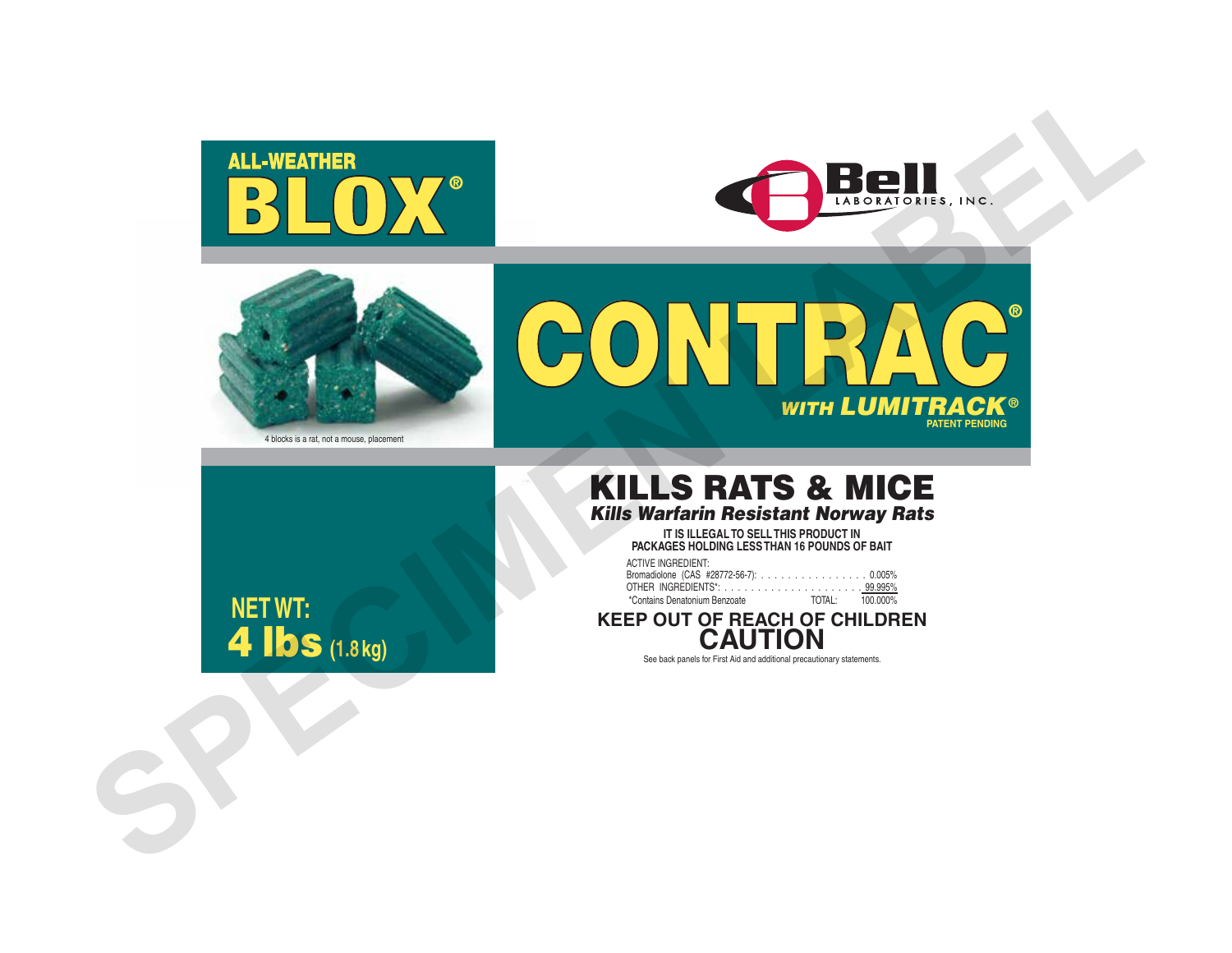ALL-WEATHER

# BLOX®

Bell LABORATORIES, INC.

4 blocks is a rat, not a mouse, placement

# CONTRAC®

***WITH LUMITRACK®***

**PATENT PENDING**

## KILLS RATS & MICE

***Kills Warfarin Resistant Norway Rats***

**IT IS ILLEGAL TO SELL THIS PRODUCT IN PACKAGES HOLDING LESS THAN 16 POUNDS OF BAIT**

| ACTIVE INGREDIENT: | |
|---|---|
| Bromadiolone (CAS #28772-56-7): | 0.005% |
| OTHER INGREDIENTS*: | 99.995% |
| *Contains Denatonium Benzoate TOTAL: | 100.000% |

**NET WT: 4 lbs (1.8 kg)**

**KEEP OUT OF REACH OF CHILDREN**

## CAUTION

See back panels for First Aid and additional precautionary statements.

SPECIMEN LABEL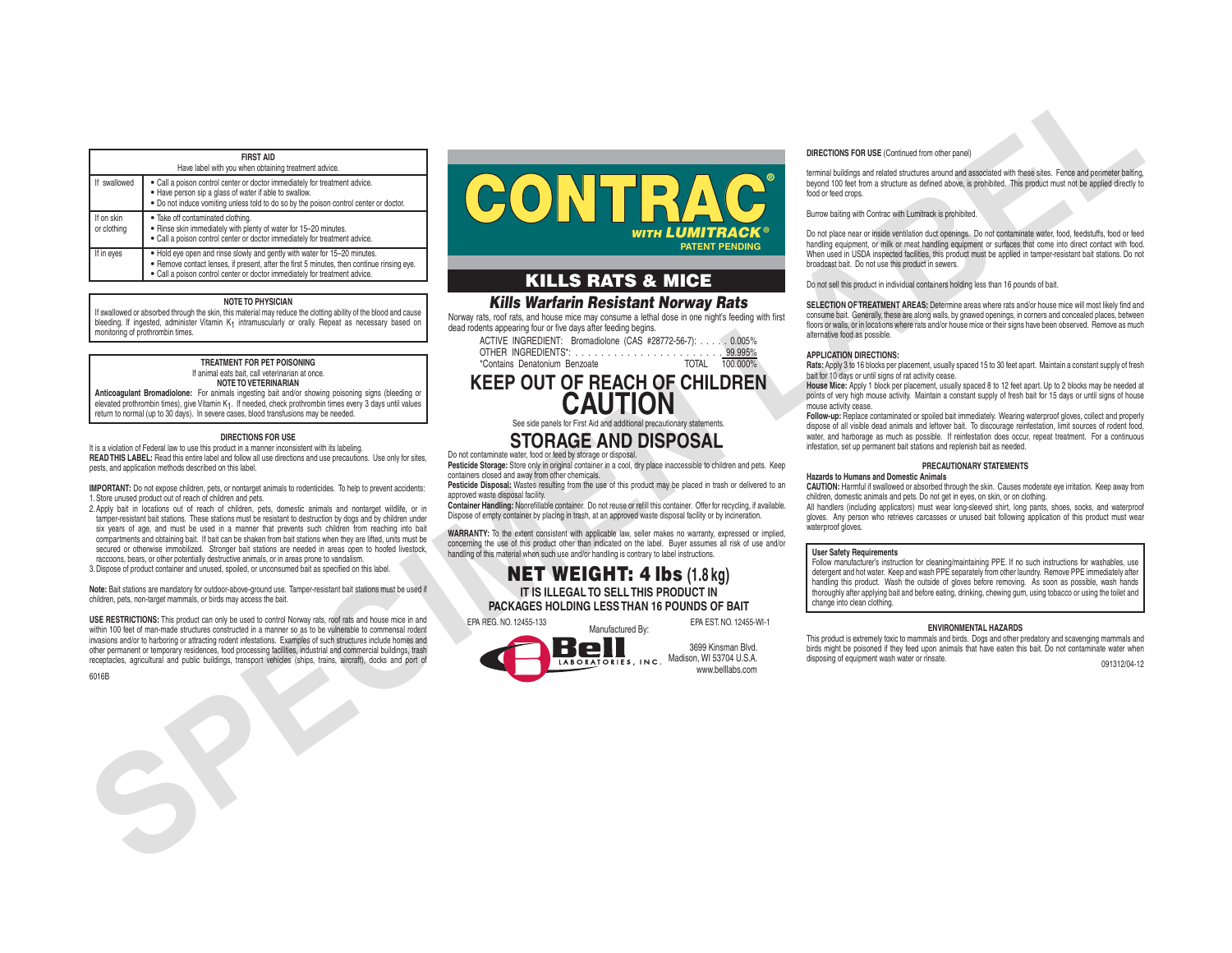| FIRST AID<br>Have label with you when obtaining treatment advice. | |
|---|---|
| If swallowed | • Call a poison control center or doctor immediately for treatment advice.<br>• Have person sip a glass of water if able to swallow.<br>• Do not induce vomiting unless told to do so by the poison control center or doctor. |
| If on skin or clothing | • Take off contaminated clothing.<br>• Rinse skin immediately with plenty of water for 15–20 minutes.<br>• Call a poison control center or doctor immediately for treatment advice. |
| If in eyes | • Hold eye open and rinse slowly and gently with water for 15–20 minutes.<br>• Remove contact lenses, if present, after the first 5 minutes, then continue rinsing eye.<br>• Call a poison control center or doctor immediately for treatment advice. |

**NOTE TO PHYSICIAN**

If swallowed or absorbed through the skin, this material may reduce the clotting ability of the blood and cause bleeding. If ingested, administer Vitamin $K_1$ intramuscularly or orally. Repeat as necessary based on monitoring of prothrombin times.

**TREATMENT FOR PET POISONING**

If animal eats bait, call veterinarian at once.

**NOTE TO VETERINARIAN**

**Anticoagulant Bromadiolone:** For animals ingesting bait and/or showing poisoning signs (bleeding or elevated prothrombin times), give Vitamin $K_1$. If needed, check prothrombin times every 3 days until values return to normal (up to 30 days). In severe cases, blood transfusions may be needed.

## DIRECTIONS FOR USE

It is a violation of Federal law to use this product in a manner inconsistent with its labeling.

**READ THIS LABEL:** Read this entire label and follow all use directions and use precautions. Use only for sites, pests, and application methods described on this label.

**IMPORTANT:** Do not expose children, pets, or nontarget animals to rodenticides. To help to prevent accidents:

1. Store unused product out of reach of children and pets.
2. Apply bait in locations out of reach of children, pets, domestic animals and nontarget wildlife, or in tamper-resistant bait stations. These stations must be resistant to destruction by dogs and by children under six years of age, and must be used in a manner that prevents such children from reaching into bait compartments and obtaining bait. If bait can be shaken from bait stations when they are lifted, units must be secured or otherwise immobilized. Stronger bait stations are needed in areas open to hoofed livestock, raccoons, bears, or other potentially destructive animals, or in areas prone to vandalism.
3. Dispose of product container and unused, spoiled, or unconsumed bait as specified on this label.

**Note:** Bait stations are mandatory for outdoor-above-ground use. Tamper-resistant bait stations must be used if children, pets, non-target mammals, or birds may access the bait.

**USE RESTRICTIONS:** This product can only be used to control Norway rats, roof rats and house mice in and within 100 feet of man-made structures constructed in a manner so as to be vulnerable to commensal rodent invasions and/or to harboring or attracting rodent infestations. Examples of such structures include homes and other permanent or temporary residences, food processing facilities, industrial and commercial buildings, trash receptacles, agricultural and public buildings, transport vehicles (ships, trains, aircraft), docks and port of

6016B

# CONTRAC®

***WITH LUMITRACK®***

PATENT PENDING

## KILLS RATS & MICE

***Kills Warfarin Resistant Norway Rats***

Norway rats, roof rats, and house mice may consume a lethal dose in one night's feeding with first dead rodents appearing four or five days after feeding begins.

| | | |
|---|---|---|
| ACTIVE INGREDIENT: Bromadiolone (CAS #28772-56-7): | | 0.005% |
| OTHER INGREDIENTS*: | | 99.995% |
| *Contains Denatonium Benzoate | TOTAL | 100.000% |

## KEEP OUT OF REACH OF CHILDREN

## CAUTION

See side panels for First Aid and additional precautionary statements.

## STORAGE AND DISPOSAL

Do not contaminate water, food or feed by storage or disposal.

**Pesticide Storage:** Store only in original container in a cool, dry place inaccessible to children and pets. Keep containers closed and away from other chemicals.

**Pesticide Disposal:** Wastes resulting from the use of this product may be placed in trash or delivered to an approved waste disposal facility.

**Container Handling:** Nonrefillable container. Do not reuse or refill this container. Offer for recycling, if available. Dispose of empty container by placing in trash, at an approved waste disposal facility or by incineration.

**WARRANTY:** To the extent consistent with applicable law, seller makes no warranty, expressed or implied, concerning the use of this product other than indicated on the label. Buyer assumes all risk of use and/or handling of this material when such use and/or handling is contrary to label instructions.

## NET WEIGHT: 4 lbs (1.8 kg)

**IT IS ILLEGAL TO SELL THIS PRODUCT IN PACKAGES HOLDING LESS THAN 16 POUNDS OF BAIT**

EPA REG. NO. 12455-133 EPA EST. NO. 12455-WI-1

Manufactured By:

Bell LABORATORIES, INC.

3699 Kinsman Blvd.
Madison, WI 53704 U.S.A.
www.belllabs.com

**DIRECTIONS FOR USE** (Continued from other panel)

terminal buildings and related structures around and associated with these sites. Fence and perimeter baiting, beyond 100 feet from a structure as defined above, is prohibited. This product must not be applied directly to food or feed crops.

Burrow baiting with Contrac with Lumitrack is prohibited.

Do not place near or inside ventilation duct openings. Do not contaminate water, food, feedstuffs, food or feed handling equipment, or milk or meat handling equipment or surfaces that come into direct contact with food. When used in USDA inspected facilities, this product must be applied in tamper-resistant bait stations. Do not broadcast bait. Do not use this product in sewers.

Do not sell this product in individual containers holding less than 16 pounds of bait.

**SELECTION OF TREATMENT AREAS:** Determine areas where rats and/or house mice will most likely find and consume bait. Generally, these are along walls, by gnawed openings, in corners and concealed places, between floors or walls, or in locations where rats and/or house mice or their signs have been observed. Remove as much alternative food as possible.

**APPLICATION DIRECTIONS:**

**Rats:** Apply 3 to 16 blocks per placement, usually spaced 15 to 30 feet apart. Maintain a constant supply of fresh bait for 10 days or until signs of rat activity cease.

**House Mice:** Apply 1 block per placement, usually spaced 8 to 12 feet apart. Up to 2 blocks may be needed at points of very high mouse activity. Maintain a constant supply of fresh bait for 15 days or until signs of house mouse activity cease.

**Follow-up:** Replace contaminated or spoiled bait immediately. Wearing waterproof gloves, collect and properly dispose of all visible dead animals and leftover bait. To discourage reinfestation, limit sources of rodent food, water, and harborage as much as possible. If reinfestation does occur, repeat treatment. For a continuous infestation, set up permanent bait stations and replenish bait as needed.

## PRECAUTIONARY STATEMENTS

**Hazards to Humans and Domestic Animals**

**CAUTION:** Harmful if swallowed or absorbed through the skin. Causes moderate eye irritation. Keep away from children, domestic animals and pets. Do not get in eyes, on skin, or on clothing.

All handlers (including applicators) must wear long-sleeved shirt, long pants, shoes, socks, and waterproof gloves. Any person who retrieves carcasses or unused bait following application of this product must wear waterproof gloves.

**User Safety Requirements**

Follow manufacturer's instruction for cleaning/maintaining PPE. If no such instructions for washables, use detergent and hot water. Keep and wash PPE separately from other laundry. Remove PPE immediately after handling this product. Wash the outside of gloves before removing. As soon as possible, wash hands thoroughly after applying bait and before eating, drinking, chewing gum, using tobacco or using the toilet and change into clean clothing.

**ENVIRONMENTAL HAZARDS**

This product is extremely toxic to mammals and birds. Dogs and other predatory and scavenging mammals and birds might be poisoned if they feed upon animals that have eaten this bait. Do not contaminate water when disposing of equipment wash water or rinsate.

091312/04-12

SPECIMEN LABEL